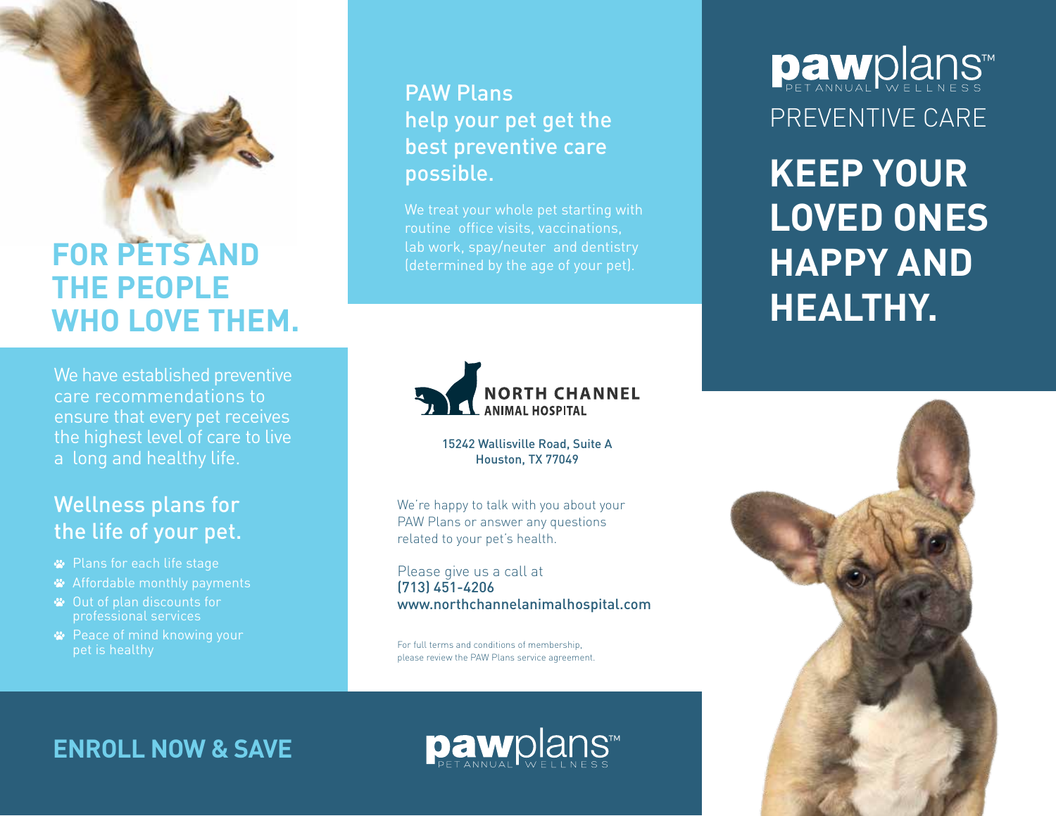# pawplans™

PET ANNUAL WELLNESS

PREVENTIVE CARE

# KEEP YOUR LOVED ONES HAPPY AND HEALTHY.

## FOR PETS AND THE PEOPLE WHO LOVE THEM.

We have established preventive care recommendations to ensure that every pet receives the highest level of care to live a long and healthy life.

### Wellness plans for the life of your pet.

- Plans for each life stage
- Affordable monthly payments
- Out of plan discounts for professional services
- Peace of mind knowing your pet is healthy

### PAW Plans help your pet get the best preventive care possible.

We treat your whole pet starting with routine office visits, vaccinations, lab work, spay/neuter and dentistry (determined by the age of your pet).

**NORTH CHANNEL ANIMAL HOSPITAL**

15242 Wallisville Road, Suite A
Houston, TX 77049

We're happy to talk with you about your PAW Plans or answer any questions related to your pet's health.

Please give us a call at
**(713) 451-4206**
**www.northchannelanimalhospital.com**

For full terms and conditions of membership, please review the PAW Plans service agreement.

## ENROLL NOW & SAVE

pawplans™ PET ANNUAL WELLNESS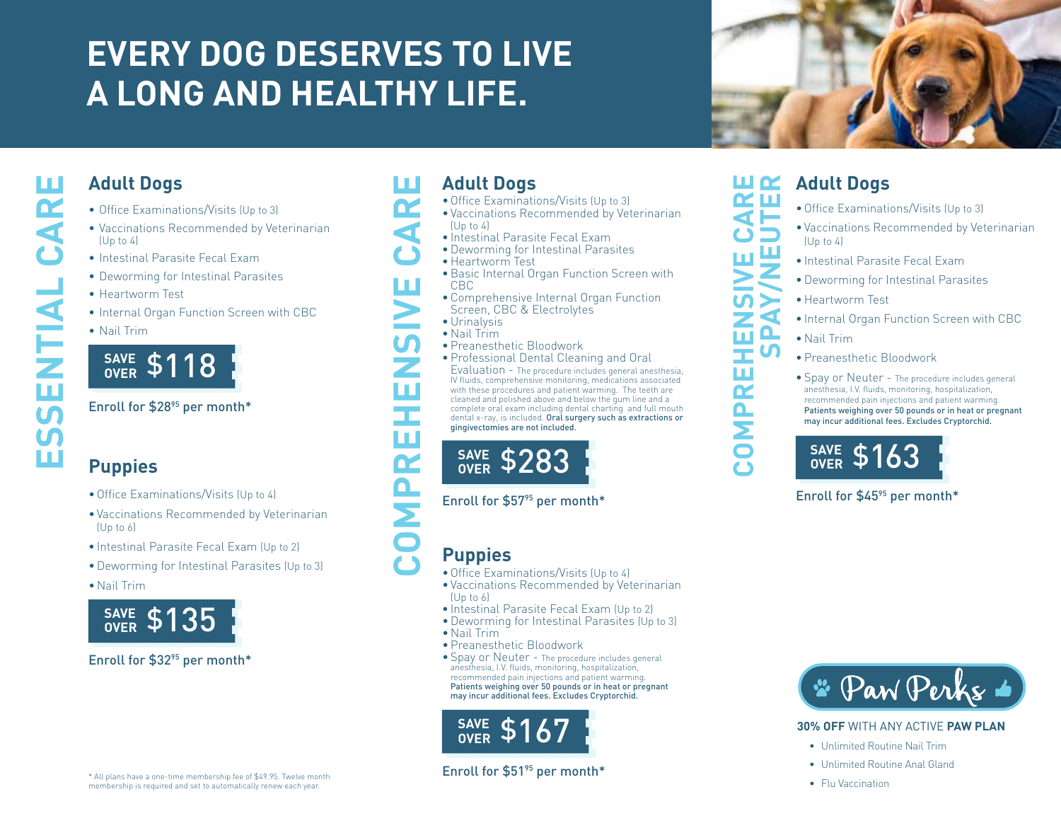# EVERY DOG DESERVES TO LIVE A LONG AND HEALTHY LIFE.

## ESSENTIAL CARE

### Adult Dogs

- Office Examinations/Visits (Up to 3)
- Vaccinations Recommended by Veterinarian (Up to 4)
- Intestinal Parasite Fecal Exam
- Deworming for Intestinal Parasites
- Heartworm Test
- Internal Organ Function Screen with CBC
- Nail Trim

**SAVE OVER $118**

Enroll for $28.95 per month*

### Puppies

- Office Examinations/Visits (Up to 4)
- Vaccinations Recommended by Veterinarian (Up to 6)
- Intestinal Parasite Fecal Exam (Up to 2)
- Deworming for Intestinal Parasites (Up to 3)
- Nail Trim

**SAVE OVER $135**

Enroll for $32.95 per month*

\* All plans have a one-time membership fee of $49.95. Twelve month membership is required and set to automatically renew each year.

## COMPREHENSIVE CARE

### Adult Dogs

- Office Examinations/Visits (Up to 3)
- Vaccinations Recommended by Veterinarian (Up to 4)
- Intestinal Parasite Fecal Exam
- Deworming for Intestinal Parasites
- Heartworm Test
- Basic Internal Organ Function Screen with CBC
- Comprehensive Internal Organ Function Screen, CBC & Electrolytes
- Urinalysis
- Nail Trim
- Preanesthetic Bloodwork
- Professional Dental Cleaning and Oral Evaluation - The procedure includes general anesthesia, IV fluids, comprehensive monitoring, medications associated with these procedures and patient warming. The teeth are cleaned and polished above and below the gum line and a complete oral exam including dental charting and full mouth dental x-ray, is included. **Oral surgery such as extractions or gingivectomies are not included.**

**SAVE OVER $283**

Enroll for $57.95 per month*

### Puppies

- Office Examinations/Visits (Up to 4)
- Vaccinations Recommended by Veterinarian (Up to 6)
- Intestinal Parasite Fecal Exam (Up to 2)
- Deworming for Intestinal Parasites (Up to 3)
- Nail Trim
- Preanesthetic Bloodwork
- Spay or Neuter - The procedure includes general anesthesia, I.V. fluids, monitoring, hospitalization, recommended pain injections and patient warming. **Patients weighing over 50 pounds or in heat or pregnant may incur additional fees. Excludes Cryptorchid.**

**SAVE OVER $167**

Enroll for $51.95 per month*

## COMPREHENSIVE CARE SPAY/NEUTER

### Adult Dogs

- Office Examinations/Visits (Up to 3)
- Vaccinations Recommended by Veterinarian (Up to 4)
- Intestinal Parasite Fecal Exam
- Deworming for Intestinal Parasites
- Heartworm Test
- Internal Organ Function Screen with CBC
- Nail Trim
- Preanesthetic Bloodwork
- Spay or Neuter - The procedure includes general anesthesia, I.V. fluids, monitoring, hospitalization, recommended pain injections and patient warming. **Patients weighing over 50 pounds or in heat or pregnant may incur additional fees. Excludes Cryptorchid.**

**SAVE OVER $163**

Enroll for $45.95 per month*

## Paw Perks

**30% OFF** WITH ANY ACTIVE **PAW PLAN**

- Unlimited Routine Nail Trim
- Unlimited Routine Anal Gland
- Flu Vaccination